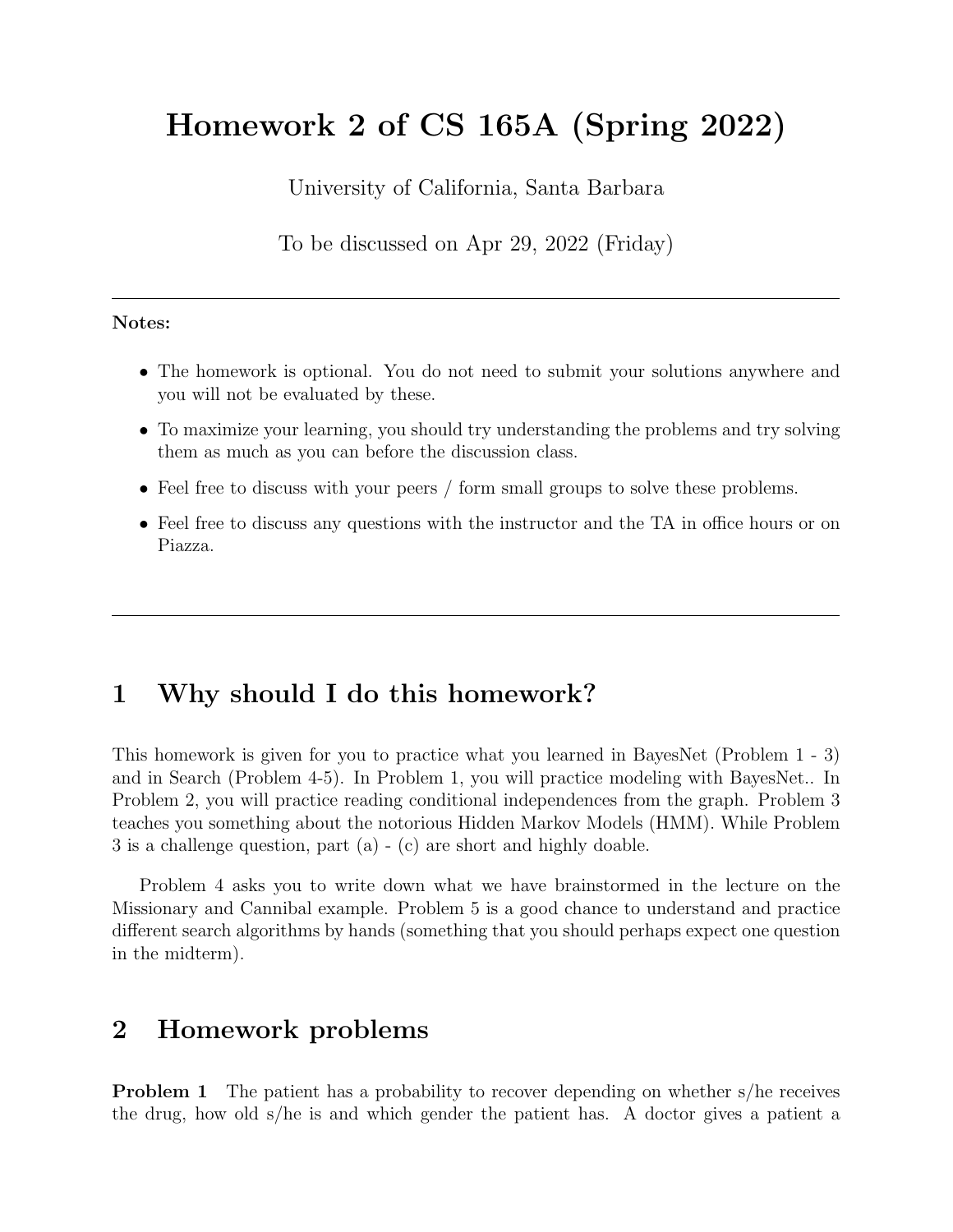# Homework 2 of CS 165A (Spring 2022)

University of California, Santa Barbara

To be discussed on Apr 29, 2022 (Friday)

---

**Notes:**

- The homework is optional. You do not need to submit your solutions anywhere and you will not be evaluated by these.
- To maximize your learning, you should try understanding the problems and try solving them as much as you can before the discussion class.
- Feel free to discuss with your peers / form small groups to solve these problems.
- Feel free to discuss any questions with the instructor and the TA in office hours or on Piazza.

---

## 1 Why should I do this homework?

This homework is given for you to practice what you learned in BayesNet (Problem 1 - 3) and in Search (Problem 4-5). In Problem 1, you will practice modeling with BayesNet.. In Problem 2, you will practice reading conditional independences from the graph. Problem 3 teaches you something about the notorious Hidden Markov Models (HMM). While Problem 3 is a challenge question, part (a) - (c) are short and highly doable.

Problem 4 asks you to write down what we have brainstormed in the lecture on the Missionary and Cannibal example. Problem 5 is a good chance to understand and practice different search algorithms by hands (something that you should perhaps expect one question in the midterm).

## 2 Homework problems

**Problem 1** The patient has a probability to recover depending on whether s/he receives the drug, how old s/he is and which gender the patient has. A doctor gives a patient a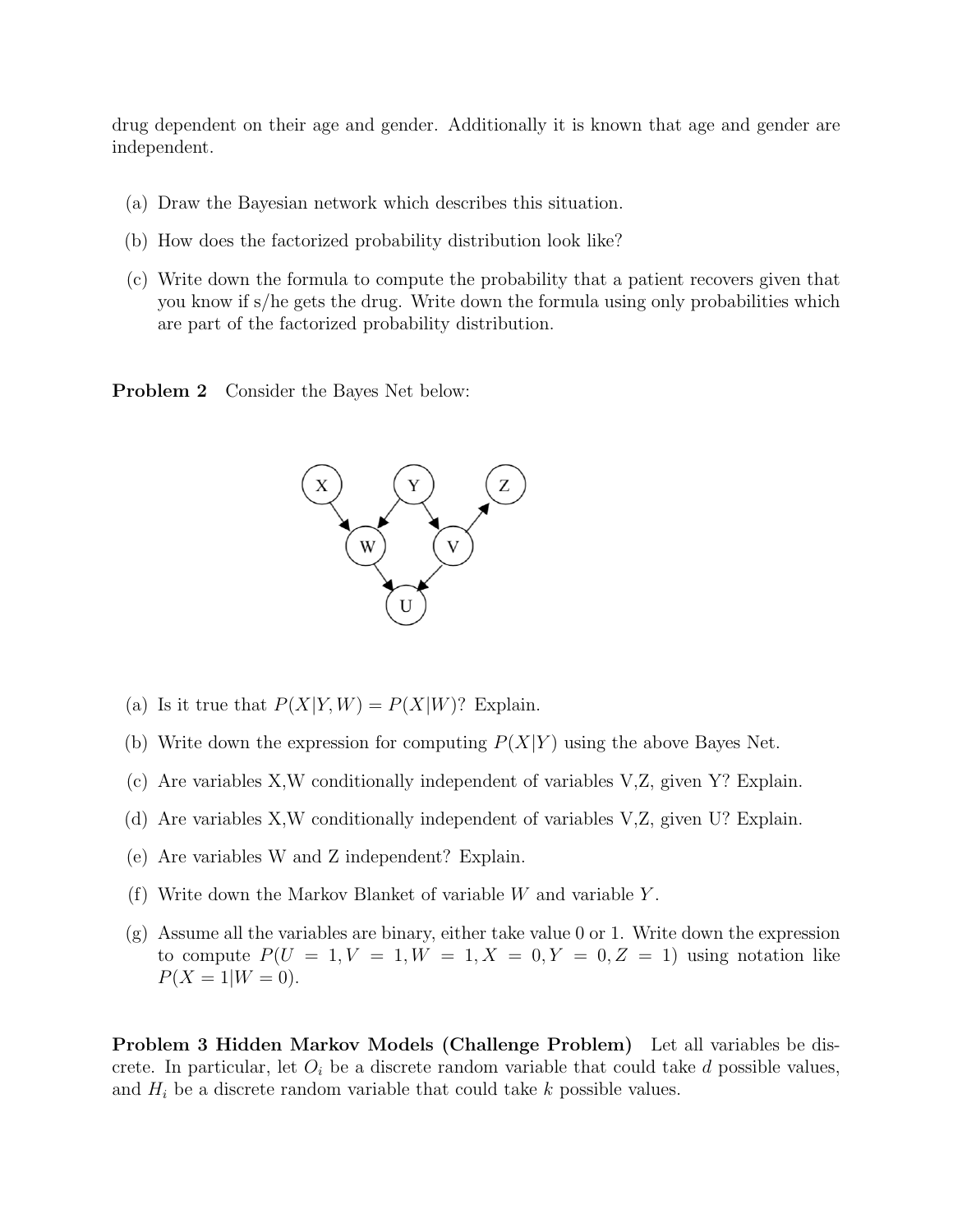drug dependent on their age and gender. Additionally it is known that age and gender are independent.

(a) Draw the Bayesian network which describes this situation.

(b) How does the factorized probability distribution look like?

(c) Write down the formula to compute the probability that a patient recovers given that you know if s/he gets the drug. Write down the formula using only probabilities which are part of the factorized probability distribution.

**Problem 2** Consider the Bayes Net below:

(a) Is it true that $P(X|Y, W) = P(X|W)$? Explain.

(b) Write down the expression for computing $P(X|Y)$ using the above Bayes Net.

(c) Are variables X,W conditionally independent of variables V,Z, given Y? Explain.

(d) Are variables X,W conditionally independent of variables V,Z, given U? Explain.

(e) Are variables W and Z independent? Explain.

(f) Write down the Markov Blanket of variable $W$ and variable $Y$.

(g) Assume all the variables are binary, either take value 0 or 1. Write down the expression to compute $P(U = 1, V = 1, W = 1, X = 0, Y = 0, Z = 1)$ using notation like $P(X = 1|W = 0)$.

**Problem 3 Hidden Markov Models (Challenge Problem)** Let all variables be discrete. In particular, let $O_i$ be a discrete random variable that could take $d$ possible values, and $H_i$ be a discrete random variable that could take $k$ possible values.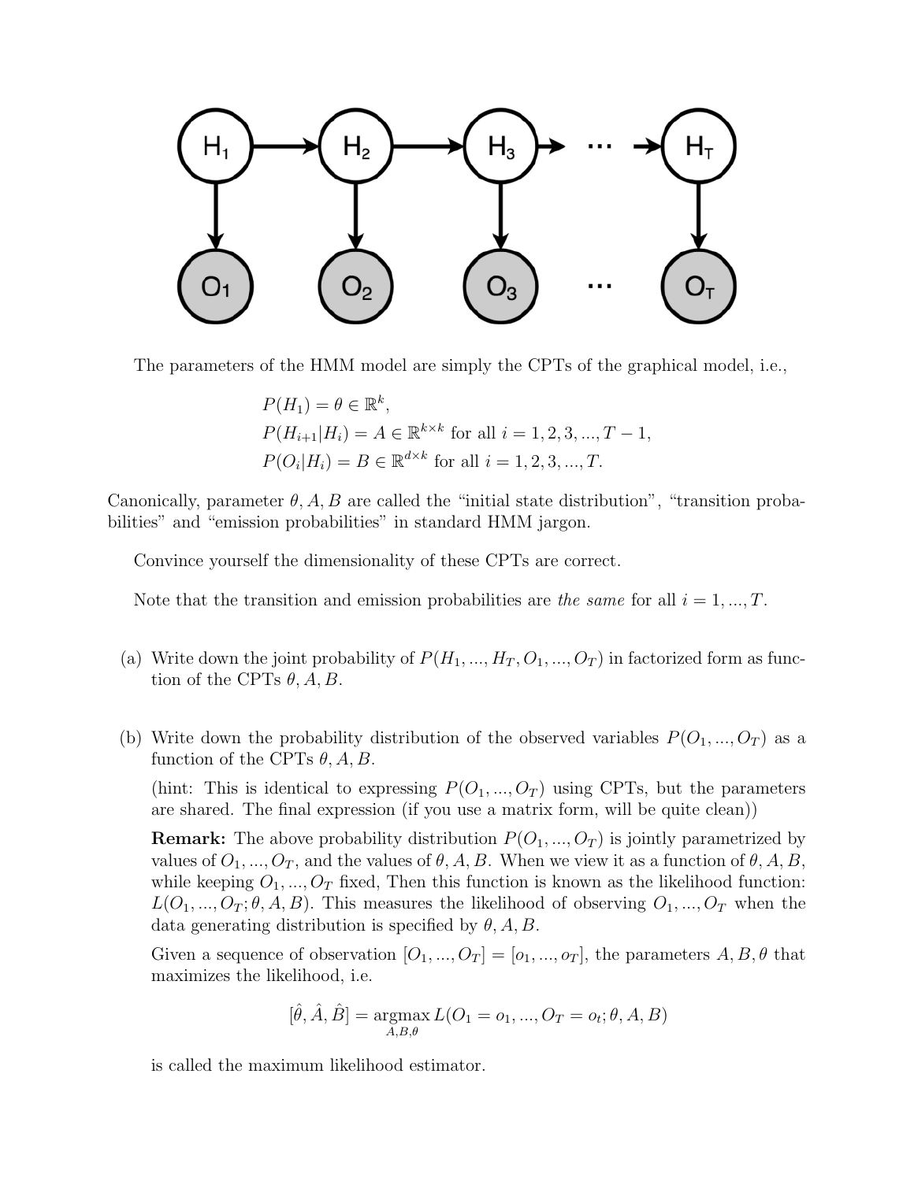The parameters of the HMM model are simply the CPTs of the graphical model, i.e.,

$$
\begin{aligned}
&P(H_1) = \theta \in \mathbb{R}^k, \\
&P(H_{i+1}|H_i) = A \in \mathbb{R}^{k \times k} \text{ for all } i = 1, 2, 3, ..., T-1, \\
&P(O_i|H_i) = B \in \mathbb{R}^{d \times k} \text{ for all } i = 1, 2, 3, ..., T.
\end{aligned}
$$

Canonically, parameter $\theta, A, B$ are called the "initial state distribution", "transition probabilities" and "emission probabilities" in standard HMM jargon.

Convince yourself the dimensionality of these CPTs are correct.

Note that the transition and emission probabilities are *the same* for all $i = 1, ..., T$.

(a) Write down the joint probability of $P(H_1, ..., H_T, O_1, ..., O_T)$ in factorized form as function of the CPTs $\theta, A, B$.

(b) Write down the probability distribution of the observed variables $P(O_1, ..., O_T)$ as a function of the CPTs $\theta, A, B$.

(hint: This is identical to expressing $P(O_1, ..., O_T)$ using CPTs, but the parameters are shared. The final expression (if you use a matrix form, will be quite clean))

**Remark:** The above probability distribution $P(O_1, ..., O_T)$ is jointly parametrized by values of $O_1, ..., O_T$, and the values of $\theta, A, B$. When we view it as a function of $\theta, A, B$, while keeping $O_1, ..., O_T$ fixed, Then this function is known as the likelihood function: $L(O_1, ..., O_T; \theta, A, B)$. This measures the likelihood of observing $O_1, ..., O_T$ when the data generating distribution is specified by $\theta, A, B$.

Given a sequence of observation $[O_1, ..., O_T] = [o_1, ..., o_T]$, the parameters $A, B, \theta$ that maximizes the likelihood, i.e.

$$
[\hat{\theta}, \hat{A}, \hat{B}] = \underset{A,B,\theta}{\operatorname{argmax}}\, L(O_1 = o_1, ..., O_T = o_t; \theta, A, B)
$$

is called the maximum likelihood estimator.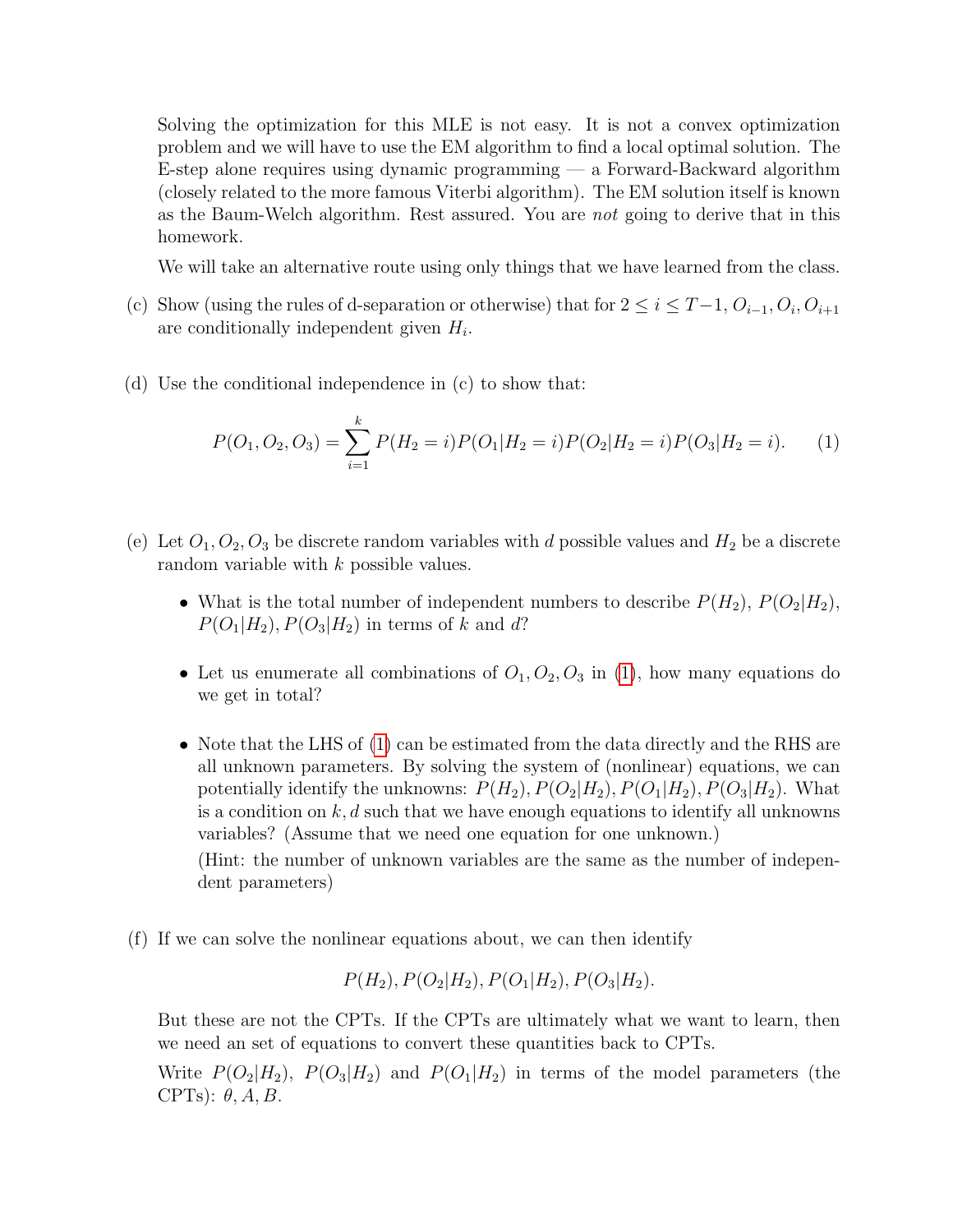Solving the optimization for this MLE is not easy. It is not a convex optimization problem and we will have to use the EM algorithm to find a local optimal solution. The E-step alone requires using dynamic programming — a Forward-Backward algorithm (closely related to the more famous Viterbi algorithm). The EM solution itself is known as the Baum-Welch algorithm. Rest assured. You are *not* going to derive that in this homework.

We will take an alternative route using only things that we have learned from the class.

(c) Show (using the rules of d-separation or otherwise) that for $2 \leq i \leq T-1$, $O_{i-1}, O_i, O_{i+1}$ are conditionally independent given $H_i$.

(d) Use the conditional independence in (c) to show that:

$$P(O_1, O_2, O_3) = \sum_{i=1}^{k} P(H_2 = i) P(O_1 | H_2 = i) P(O_2 | H_2 = i) P(O_3 | H_2 = i). \tag{1}$$

(e) Let $O_1, O_2, O_3$ be discrete random variables with $d$ possible values and $H_2$ be a discrete random variable with $k$ possible values.

- What is the total number of independent numbers to describe $P(H_2)$, $P(O_2|H_2)$, $P(O_1|H_2)$, $P(O_3|H_2)$ in terms of $k$ and $d$?
- Let us enumerate all combinations of $O_1, O_2, O_3$ in (1), how many equations do we get in total?
- Note that the LHS of (1) can be estimated from the data directly and the RHS are all unknown parameters. By solving the system of (nonlinear) equations, we can potentially identify the unknowns: $P(H_2), P(O_2|H_2), P(O_1|H_2), P(O_3|H_2)$. What is a condition on $k, d$ such that we have enough equations to identify all unknowns variables? (Assume that we need one equation for one unknown.)

  (Hint: the number of unknown variables are the same as the number of independent parameters)

(f) If we can solve the nonlinear equations about, we can then identify

$$P(H_2), P(O_2|H_2), P(O_1|H_2), P(O_3|H_2).$$

But these are not the CPTs. If the CPTs are ultimately what we want to learn, then we need an set of equations to convert these quantities back to CPTs.

Write $P(O_2|H_2)$, $P(O_3|H_2)$ and $P(O_1|H_2)$ in terms of the model parameters (the CPTs): $\theta, A, B$.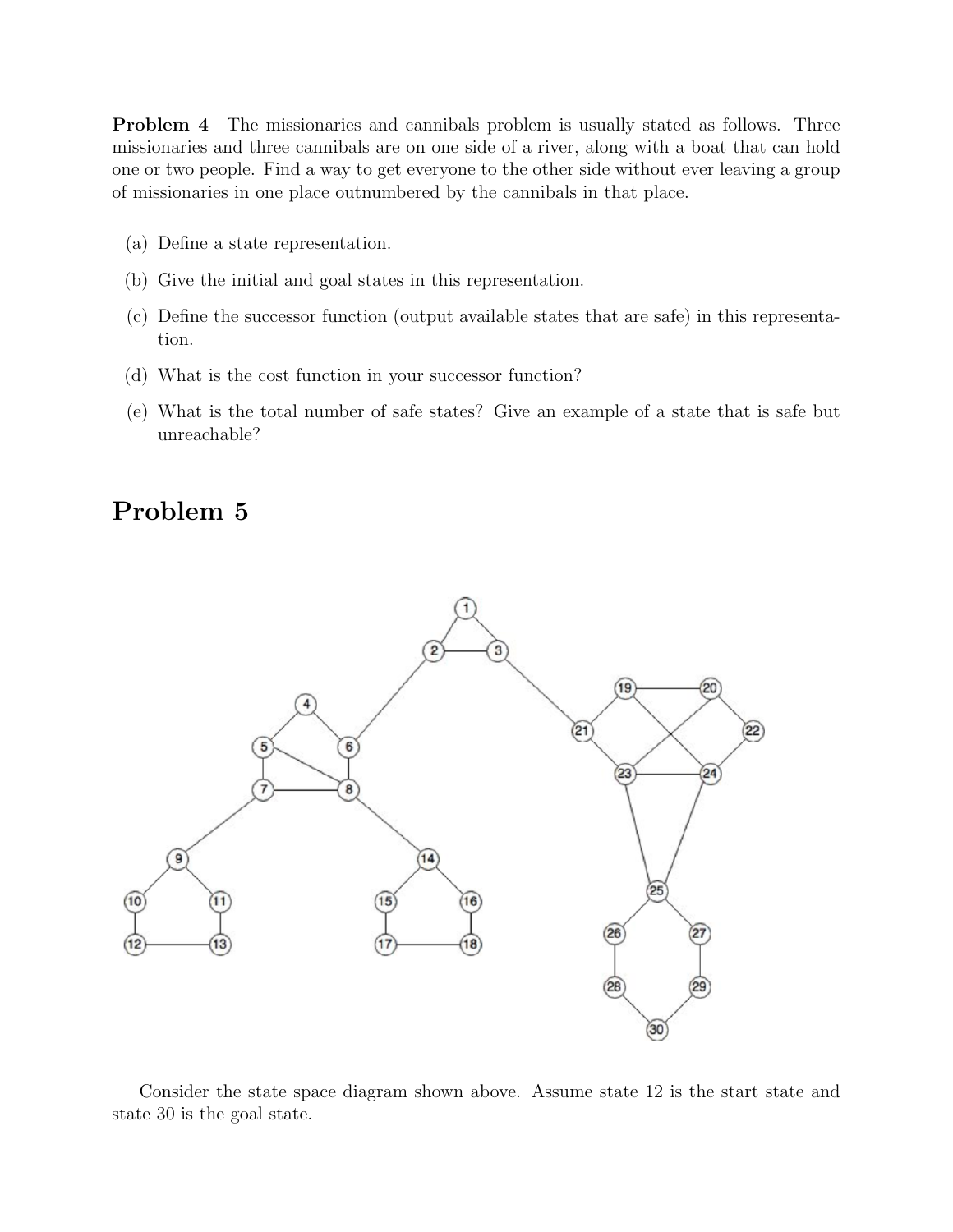**Problem 4** The missionaries and cannibals problem is usually stated as follows. Three missionaries and three cannibals are on one side of a river, along with a boat that can hold one or two people. Find a way to get everyone to the other side without ever leaving a group of missionaries in one place outnumbered by the cannibals in that place.

(a) Define a state representation.

(b) Give the initial and goal states in this representation.

(c) Define the successor function (output available states that are safe) in this representation.

(d) What is the cost function in your successor function?

(e) What is the total number of safe states? Give an example of a state that is safe but unreachable?

# Problem 5

Consider the state space diagram shown above. Assume state 12 is the start state and state 30 is the goal state.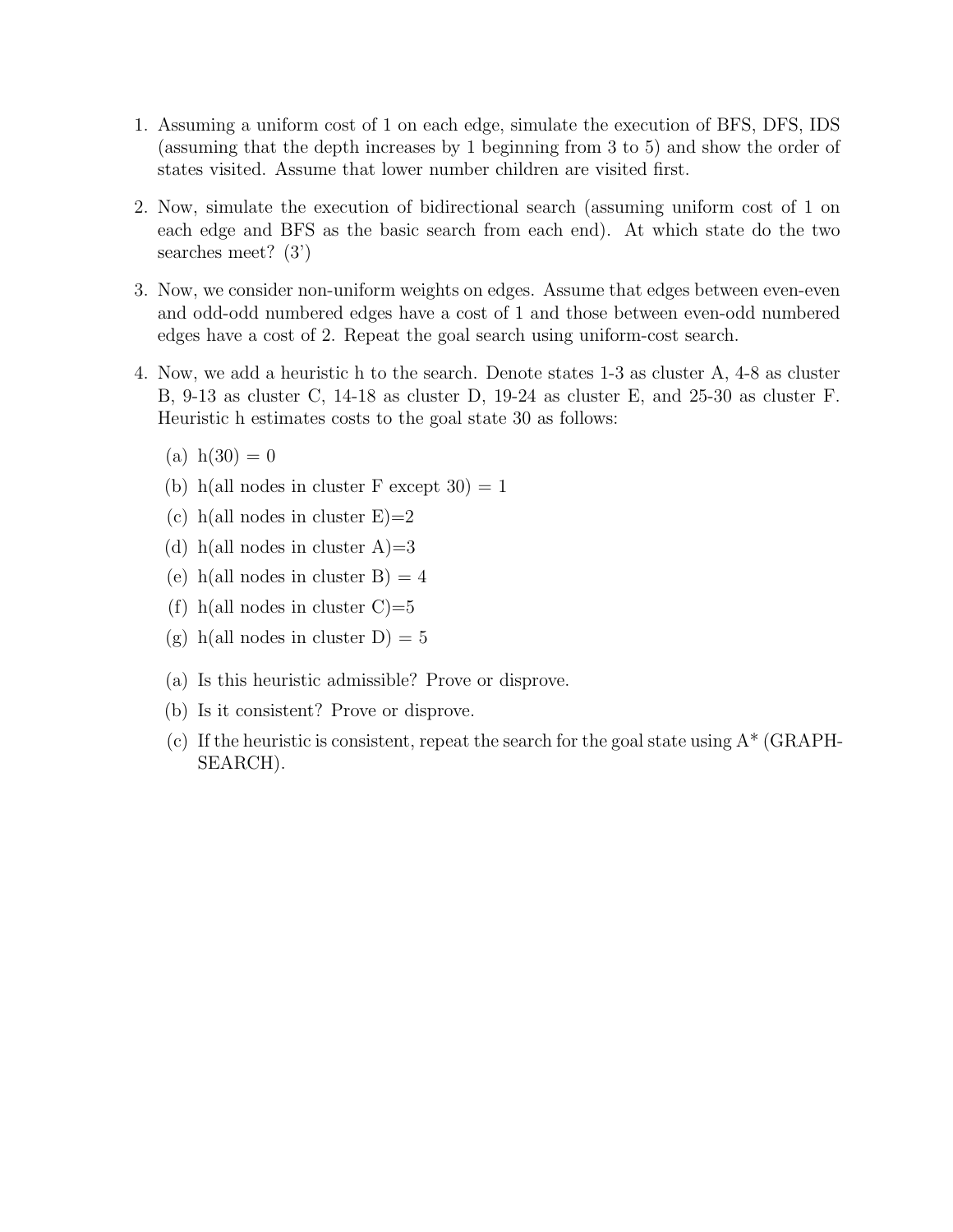1. Assuming a uniform cost of 1 on each edge, simulate the execution of BFS, DFS, IDS (assuming that the depth increases by 1 beginning from 3 to 5) and show the order of states visited. Assume that lower number children are visited first.

2. Now, simulate the execution of bidirectional search (assuming uniform cost of 1 on each edge and BFS as the basic search from each end). At which state do the two searches meet? (3')

3. Now, we consider non-uniform weights on edges. Assume that edges between even-even and odd-odd numbered edges have a cost of 1 and those between even-odd numbered edges have a cost of 2. Repeat the goal search using uniform-cost search.

4. Now, we add a heuristic h to the search. Denote states 1-3 as cluster A, 4-8 as cluster B, 9-13 as cluster C, 14-18 as cluster D, 19-24 as cluster E, and 25-30 as cluster F. Heuristic h estimates costs to the goal state 30 as follows:

   (a) h(30) = 0
   (b) h(all nodes in cluster F except 30) = 1
   (c) h(all nodes in cluster E)=2
   (d) h(all nodes in cluster A)=3
   (e) h(all nodes in cluster B) = 4
   (f) h(all nodes in cluster C)=5
   (g) h(all nodes in cluster D) = 5

   (a) Is this heuristic admissible? Prove or disprove.
   (b) Is it consistent? Prove or disprove.
   (c) If the heuristic is consistent, repeat the search for the goal state using A* (GRAPH-SEARCH).